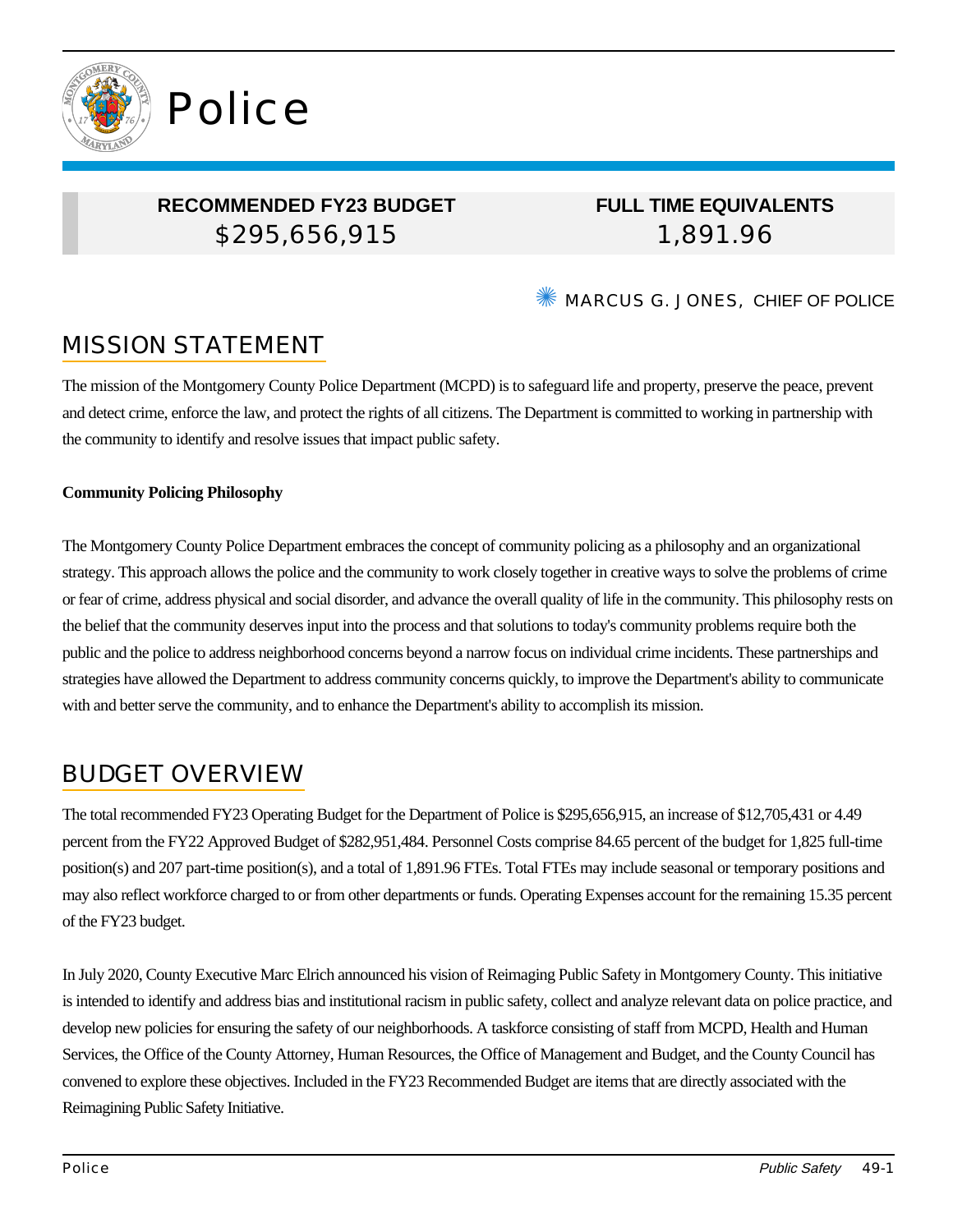# Police

| RECOMMENDED FY23 BUDGET | FULL TIME EQUIVALENTS |
| --- | --- |
| $295,656,915 | 1,891.96 |

MARCUS G. JONES, CHIEF OF POLICE

## MISSION STATEMENT

The mission of the Montgomery County Police Department (MCPD) is to safeguard life and property, preserve the peace, prevent and detect crime, enforce the law, and protect the rights of all citizens. The Department is committed to working in partnership with the community to identify and resolve issues that impact public safety.

**Community Policing Philosophy**

The Montgomery County Police Department embraces the concept of community policing as a philosophy and an organizational strategy. This approach allows the police and the community to work closely together in creative ways to solve the problems of crime or fear of crime, address physical and social disorder, and advance the overall quality of life in the community. This philosophy rests on the belief that the community deserves input into the process and that solutions to today's community problems require both the public and the police to address neighborhood concerns beyond a narrow focus on individual crime incidents. These partnerships and strategies have allowed the Department to address community concerns quickly, to improve the Department's ability to communicate with and better serve the community, and to enhance the Department's ability to accomplish its mission.

## BUDGET OVERVIEW

The total recommended FY23 Operating Budget for the Department of Police is $295,656,915, an increase of $12,705,431 or 4.49 percent from the FY22 Approved Budget of $282,951,484. Personnel Costs comprise 84.65 percent of the budget for 1,825 full-time position(s) and 207 part-time position(s), and a total of 1,891.96 FTEs. Total FTEs may include seasonal or temporary positions and may also reflect workforce charged to or from other departments or funds. Operating Expenses account for the remaining 15.35 percent of the FY23 budget.

In July 2020, County Executive Marc Elrich announced his vision of Reimaging Public Safety in Montgomery County. This initiative is intended to identify and address bias and institutional racism in public safety, collect and analyze relevant data on police practice, and develop new policies for ensuring the safety of our neighborhoods. A taskforce consisting of staff from MCPD, Health and Human Services, the Office of the County Attorney, Human Resources, the Office of Management and Budget, and the County Council has convened to explore these objectives. Included in the FY23 Recommended Budget are items that are directly associated with the Reimagining Public Safety Initiative.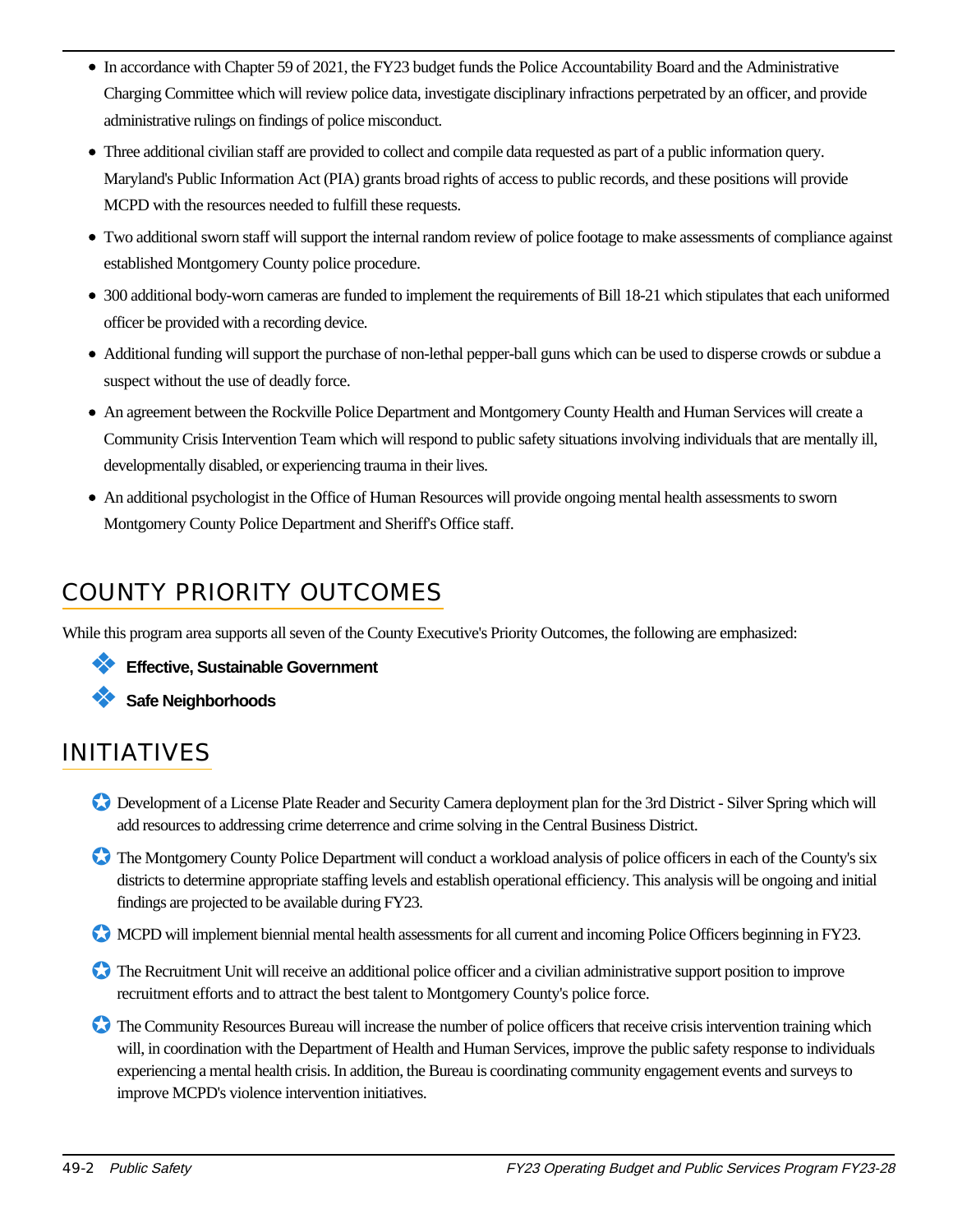- In accordance with Chapter 59 of 2021, the FY23 budget funds the Police Accountability Board and the Administrative Charging Committee which will review police data, investigate disciplinary infractions perpetrated by an officer, and provide administrative rulings on findings of police misconduct.
- Three additional civilian staff are provided to collect and compile data requested as part of a public information query. Maryland's Public Information Act (PIA) grants broad rights of access to public records, and these positions will provide MCPD with the resources needed to fulfill these requests.
- Two additional sworn staff will support the internal random review of police footage to make assessments of compliance against established Montgomery County police procedure.
- 300 additional body-worn cameras are funded to implement the requirements of Bill 18-21 which stipulates that each uniformed officer be provided with a recording device.
- Additional funding will support the purchase of non-lethal pepper-ball guns which can be used to disperse crowds or subdue a suspect without the use of deadly force.
- An agreement between the Rockville Police Department and Montgomery County Health and Human Services will create a Community Crisis Intervention Team which will respond to public safety situations involving individuals that are mentally ill, developmentally disabled, or experiencing trauma in their lives.
- An additional psychologist in the Office of Human Resources will provide ongoing mental health assessments to sworn Montgomery County Police Department and Sheriff's Office staff.

## COUNTY PRIORITY OUTCOMES

While this program area supports all seven of the County Executive's Priority Outcomes, the following are emphasized:

- **Effective, Sustainable Government**
- **Safe Neighborhoods**

## INITIATIVES

- Development of a License Plate Reader and Security Camera deployment plan for the 3rd District - Silver Spring which will add resources to addressing crime deterrence and crime solving in the Central Business District.
- The Montgomery County Police Department will conduct a workload analysis of police officers in each of the County's six districts to determine appropriate staffing levels and establish operational efficiency. This analysis will be ongoing and initial findings are projected to be available during FY23.
- MCPD will implement biennial mental health assessments for all current and incoming Police Officers beginning in FY23.
- The Recruitment Unit will receive an additional police officer and a civilian administrative support position to improve recruitment efforts and to attract the best talent to Montgomery County's police force.
- The Community Resources Bureau will increase the number of police officers that receive crisis intervention training which will, in coordination with the Department of Health and Human Services, improve the public safety response to individuals experiencing a mental health crisis. In addition, the Bureau is coordinating community engagement events and surveys to improve MCPD's violence intervention initiatives.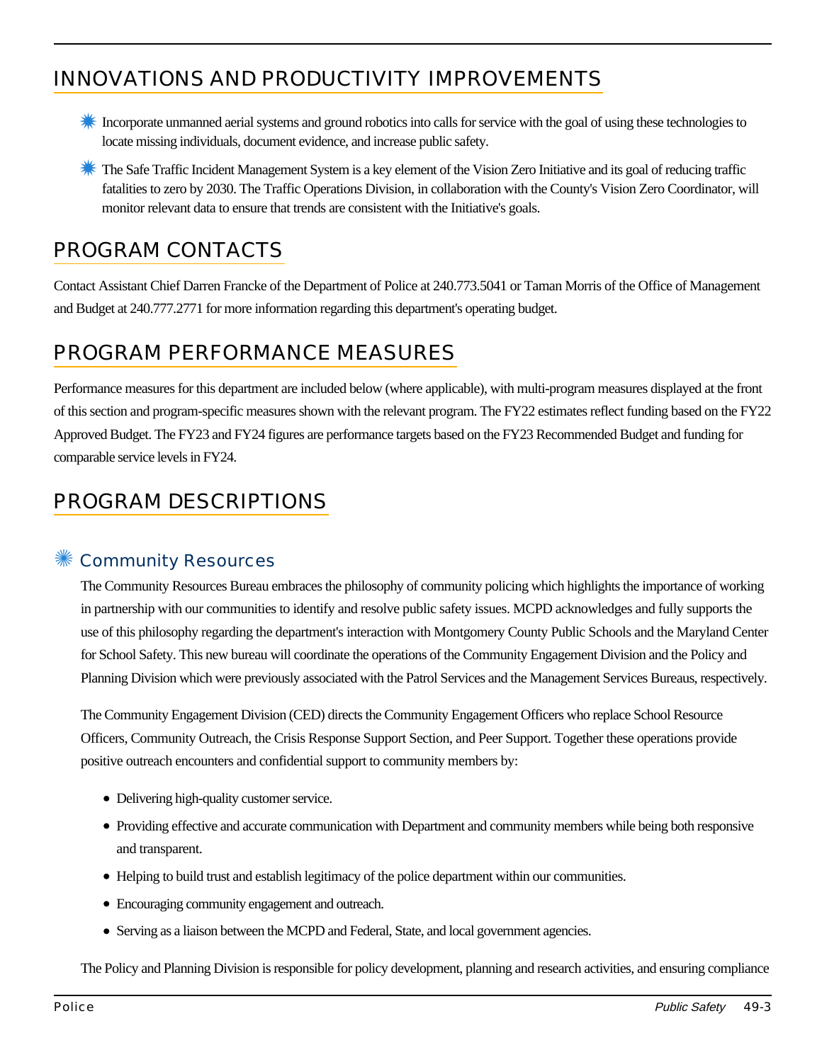## INNOVATIONS AND PRODUCTIVITY IMPROVEMENTS

- Incorporate unmanned aerial systems and ground robotics into calls for service with the goal of using these technologies to locate missing individuals, document evidence, and increase public safety.
- The Safe Traffic Incident Management System is a key element of the Vision Zero Initiative and its goal of reducing traffic fatalities to zero by 2030. The Traffic Operations Division, in collaboration with the County's Vision Zero Coordinator, will monitor relevant data to ensure that trends are consistent with the Initiative's goals.

## PROGRAM CONTACTS

Contact Assistant Chief Darren Francke of the Department of Police at 240.773.5041 or Taman Morris of the Office of Management and Budget at 240.777.2771 for more information regarding this department's operating budget.

## PROGRAM PERFORMANCE MEASURES

Performance measures for this department are included below (where applicable), with multi-program measures displayed at the front of this section and program-specific measures shown with the relevant program. The FY22 estimates reflect funding based on the FY22 Approved Budget. The FY23 and FY24 figures are performance targets based on the FY23 Recommended Budget and funding for comparable service levels in FY24.

## PROGRAM DESCRIPTIONS

### Community Resources

The Community Resources Bureau embraces the philosophy of community policing which highlights the importance of working in partnership with our communities to identify and resolve public safety issues. MCPD acknowledges and fully supports the use of this philosophy regarding the department's interaction with Montgomery County Public Schools and the Maryland Center for School Safety. This new bureau will coordinate the operations of the Community Engagement Division and the Policy and Planning Division which were previously associated with the Patrol Services and the Management Services Bureaus, respectively.

The Community Engagement Division (CED) directs the Community Engagement Officers who replace School Resource Officers, Community Outreach, the Crisis Response Support Section, and Peer Support. Together these operations provide positive outreach encounters and confidential support to community members by:

- Delivering high-quality customer service.
- Providing effective and accurate communication with Department and community members while being both responsive and transparent.
- Helping to build trust and establish legitimacy of the police department within our communities.
- Encouraging community engagement and outreach.
- Serving as a liaison between the MCPD and Federal, State, and local government agencies.

The Policy and Planning Division is responsible for policy development, planning and research activities, and ensuring compliance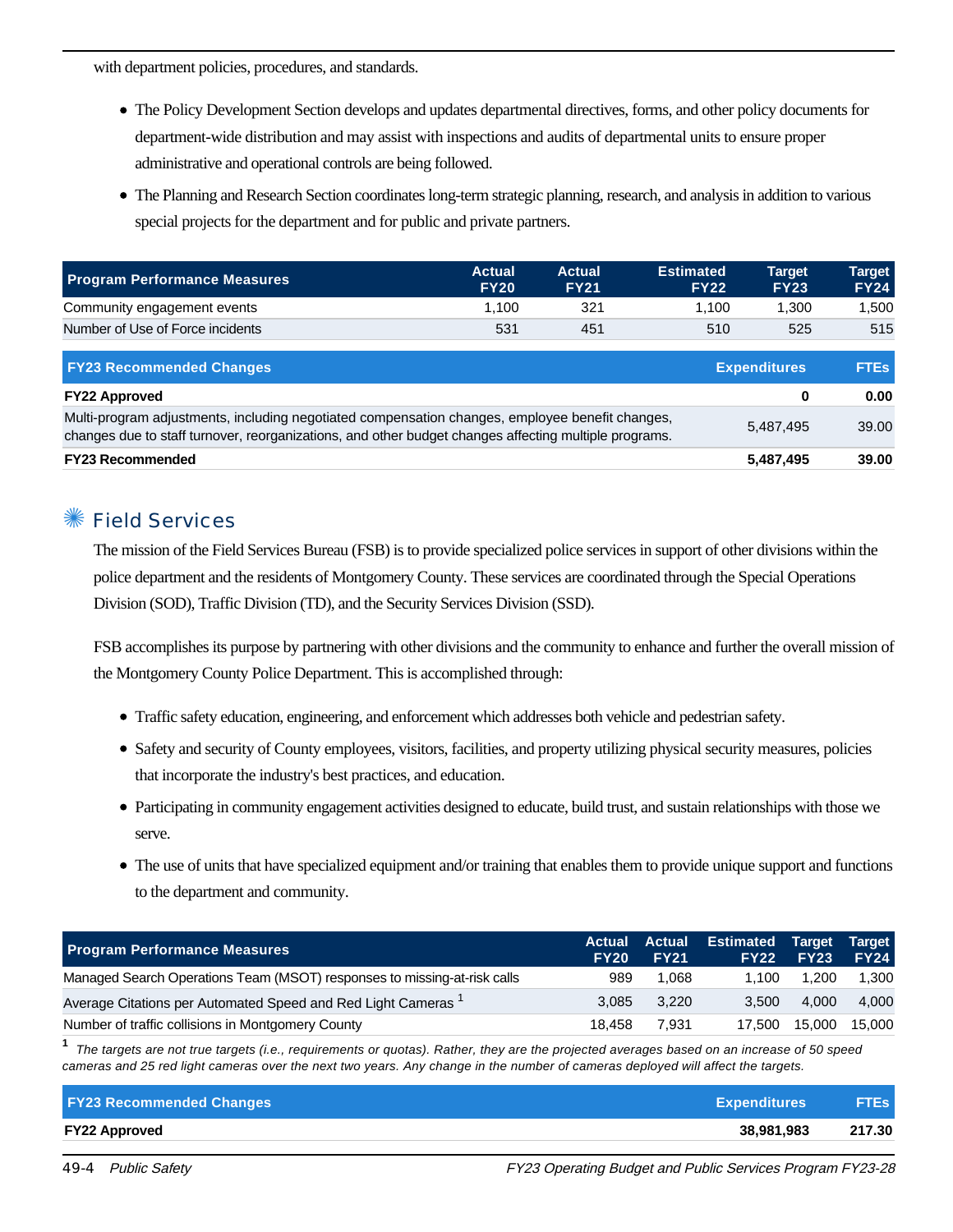with department policies, procedures, and standards.

- The Policy Development Section develops and updates departmental directives, forms, and other policy documents for department-wide distribution and may assist with inspections and audits of departmental units to ensure proper administrative and operational controls are being followed.
- The Planning and Research Section coordinates long-term strategic planning, research, and analysis in addition to various special projects for the department and for public and private partners.

| Program Performance Measures | Actual FY20 | Actual FY21 | Estimated FY22 | Target FY23 | Target FY24 |
|---|---|---|---|---|---|
| Community engagement events | 1,100 | 321 | 1,100 | 1,300 | 1,500 |
| Number of Use of Force incidents | 531 | 451 | 510 | 525 | 515 |

| FY23 Recommended Changes | Expenditures | FTEs |
|---|---|---|
| **FY22 Approved** | **0** | **0.00** |
| Multi-program adjustments, including negotiated compensation changes, employee benefit changes, changes due to staff turnover, reorganizations, and other budget changes affecting multiple programs. | 5,487,495 | 39.00 |
| **FY23 Recommended** | **5,487,495** | **39.00** |

## Field Services

The mission of the Field Services Bureau (FSB) is to provide specialized police services in support of other divisions within the police department and the residents of Montgomery County. These services are coordinated through the Special Operations Division (SOD), Traffic Division (TD), and the Security Services Division (SSD).

FSB accomplishes its purpose by partnering with other divisions and the community to enhance and further the overall mission of the Montgomery County Police Department. This is accomplished through:

- Traffic safety education, engineering, and enforcement which addresses both vehicle and pedestrian safety.
- Safety and security of County employees, visitors, facilities, and property utilizing physical security measures, policies that incorporate the industry's best practices, and education.
- Participating in community engagement activities designed to educate, build trust, and sustain relationships with those we serve.
- The use of units that have specialized equipment and/or training that enables them to provide unique support and functions to the department and community.

| Program Performance Measures | Actual FY20 | Actual FY21 | Estimated FY22 | Target FY23 | Target FY24 |
|---|---|---|---|---|---|
| Managed Search Operations Team (MSOT) responses to missing-at-risk calls | 989 | 1,068 | 1,100 | 1,200 | 1,300 |
| Average Citations per Automated Speed and Red Light Cameras [1] | 3,085 | 3,220 | 3,500 | 4,000 | 4,000 |
| Number of traffic collisions in Montgomery County | 18,458 | 7,931 | 17,500 | 15,000 | 15,000 |

[1] *The targets are not true targets (i.e., requirements or quotas). Rather, they are the projected averages based on an increase of 50 speed cameras and 25 red light cameras over the next two years. Any change in the number of cameras deployed will affect the targets.*

| FY23 Recommended Changes | Expenditures | FTEs |
|---|---|---|
| **FY22 Approved** | **38,981,983** | **217.30** |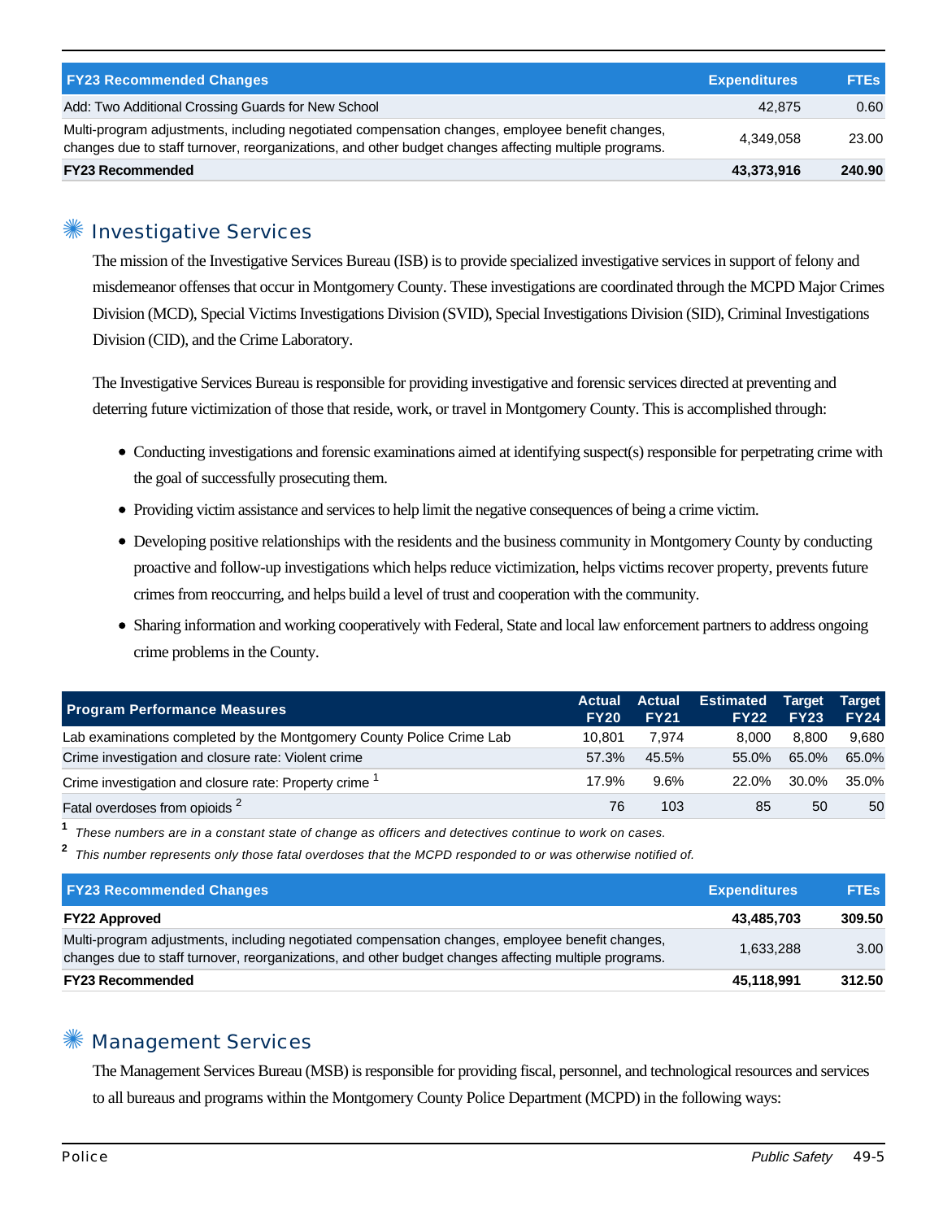| FY23 Recommended Changes | Expenditures | FTEs |
|---|---|---|
| Add: Two Additional Crossing Guards for New School | 42,875 | 0.60 |
| Multi-program adjustments, including negotiated compensation changes, employee benefit changes, changes due to staff turnover, reorganizations, and other budget changes affecting multiple programs. | 4,349,058 | 23.00 |
| **FY23 Recommended** | **43,373,916** | **240.90** |

## Investigative Services

The mission of the Investigative Services Bureau (ISB) is to provide specialized investigative services in support of felony and misdemeanor offenses that occur in Montgomery County. These investigations are coordinated through the MCPD Major Crimes Division (MCD), Special Victims Investigations Division (SVID), Special Investigations Division (SID), Criminal Investigations Division (CID), and the Crime Laboratory.

The Investigative Services Bureau is responsible for providing investigative and forensic services directed at preventing and deterring future victimization of those that reside, work, or travel in Montgomery County. This is accomplished through:

- Conducting investigations and forensic examinations aimed at identifying suspect(s) responsible for perpetrating crime with the goal of successfully prosecuting them.
- Providing victim assistance and services to help limit the negative consequences of being a crime victim.
- Developing positive relationships with the residents and the business community in Montgomery County by conducting proactive and follow-up investigations which helps reduce victimization, helps victims recover property, prevents future crimes from reoccurring, and helps build a level of trust and cooperation with the community.
- Sharing information and working cooperatively with Federal, State and local law enforcement partners to address ongoing crime problems in the County.

| Program Performance Measures | Actual FY20 | Actual FY21 | Estimated FY22 | Target FY23 | Target FY24 |
|---|---|---|---|---|---|
| Lab examinations completed by the Montgomery County Police Crime Lab | 10,801 | 7,974 | 8,000 | 8,800 | 9,680 |
| Crime investigation and closure rate: Violent crime | 57.3% | 45.5% | 55.0% | 65.0% | 65.0% |
| Crime investigation and closure rate: Property crime [1] | 17.9% | 9.6% | 22.0% | 30.0% | 35.0% |
| Fatal overdoses from opioids [2] | 76 | 103 | 85 | 50 | 50 |

[1] *These numbers are in a constant state of change as officers and detectives continue to work on cases.*

[2] *This number represents only those fatal overdoses that the MCPD responded to or was otherwise notified of.*

| FY23 Recommended Changes | Expenditures | FTEs |
|---|---|---|
| **FY22 Approved** | **43,485,703** | **309.50** |
| Multi-program adjustments, including negotiated compensation changes, employee benefit changes, changes due to staff turnover, reorganizations, and other budget changes affecting multiple programs. | 1,633,288 | 3.00 |
| **FY23 Recommended** | **45,118,991** | **312.50** |

## Management Services

The Management Services Bureau (MSB) is responsible for providing fiscal, personnel, and technological resources and services to all bureaus and programs within the Montgomery County Police Department (MCPD) in the following ways: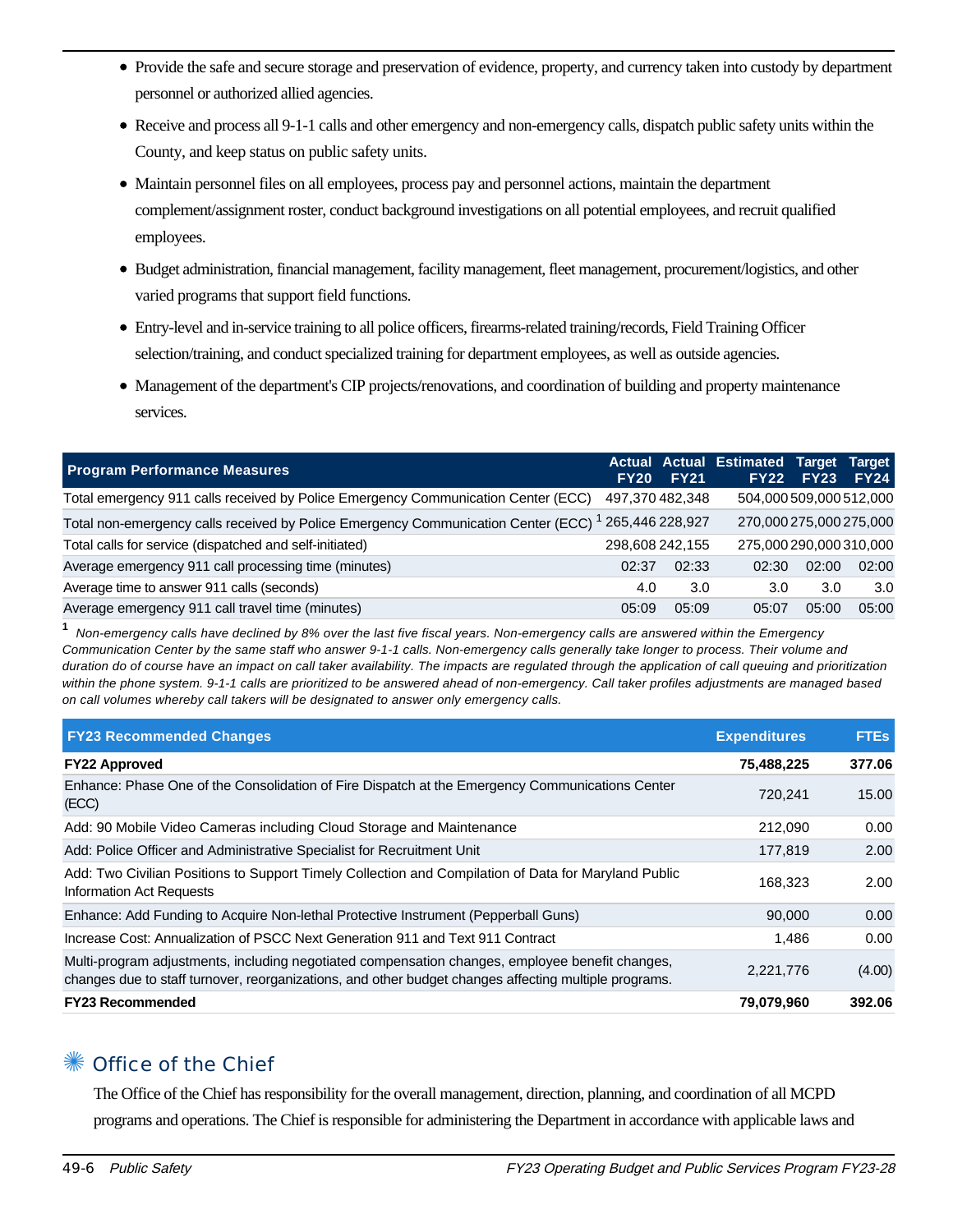- Provide the safe and secure storage and preservation of evidence, property, and currency taken into custody by department personnel or authorized allied agencies.
- Receive and process all 9-1-1 calls and other emergency and non-emergency calls, dispatch public safety units within the County, and keep status on public safety units.
- Maintain personnel files on all employees, process pay and personnel actions, maintain the department complement/assignment roster, conduct background investigations on all potential employees, and recruit qualified employees.
- Budget administration, financial management, facility management, fleet management, procurement/logistics, and other varied programs that support field functions.
- Entry-level and in-service training to all police officers, firearms-related training/records, Field Training Officer selection/training, and conduct specialized training for department employees, as well as outside agencies.
- Management of the department's CIP projects/renovations, and coordination of building and property maintenance services.

| Program Performance Measures | Actual FY20 | Actual FY21 | Estimated FY22 | Target FY23 | Target FY24 |
|---|---|---|---|---|---|
| Total emergency 911 calls received by Police Emergency Communication Center (ECC) | 497,370 | 482,348 | 504,000 | 509,000 | 512,000 |
| Total non-emergency calls received by Police Emergency Communication Center (ECC) [1] | 265,446 | 228,927 | 270,000 | 275,000 | 275,000 |
| Total calls for service (dispatched and self-initiated) | 298,608 | 242,155 | 275,000 | 290,000 | 310,000 |
| Average emergency 911 call processing time (minutes) | 02:37 | 02:33 | 02:30 | 02:00 | 02:00 |
| Average time to answer 911 calls (seconds) | 4.0 | 3.0 | 3.0 | 3.0 | 3.0 |
| Average emergency 911 call travel time (minutes) | 05:09 | 05:09 | 05:07 | 05:00 | 05:00 |

[1] *Non-emergency calls have declined by 8% over the last five fiscal years. Non-emergency calls are answered within the Emergency Communication Center by the same staff who answer 9-1-1 calls. Non-emergency calls generally take longer to process. Their volume and duration do of course have an impact on call taker availability. The impacts are regulated through the application of call queuing and prioritization within the phone system. 9-1-1 calls are prioritized to be answered ahead of non-emergency. Call taker profiles adjustments are managed based on call volumes whereby call takers will be designated to answer only emergency calls.*

| FY23 Recommended Changes | Expenditures | FTEs |
|---|---|---|
| **FY22 Approved** | **75,488,225** | **377.06** |
| Enhance: Phase One of the Consolidation of Fire Dispatch at the Emergency Communications Center (ECC) | 720,241 | 15.00 |
| Add: 90 Mobile Video Cameras including Cloud Storage and Maintenance | 212,090 | 0.00 |
| Add: Police Officer and Administrative Specialist for Recruitment Unit | 177,819 | 2.00 |
| Add: Two Civilian Positions to Support Timely Collection and Compilation of Data for Maryland Public Information Act Requests | 168,323 | 2.00 |
| Enhance: Add Funding to Acquire Non-lethal Protective Instrument (Pepperball Guns) | 90,000 | 0.00 |
| Increase Cost: Annualization of PSCC Next Generation 911 and Text 911 Contract | 1,486 | 0.00 |
| Multi-program adjustments, including negotiated compensation changes, employee benefit changes, changes due to staff turnover, reorganizations, and other budget changes affecting multiple programs. | 2,221,776 | (4.00) |
| **FY23 Recommended** | **79,079,960** | **392.06** |

## Office of the Chief

The Office of the Chief has responsibility for the overall management, direction, planning, and coordination of all MCPD programs and operations. The Chief is responsible for administering the Department in accordance with applicable laws and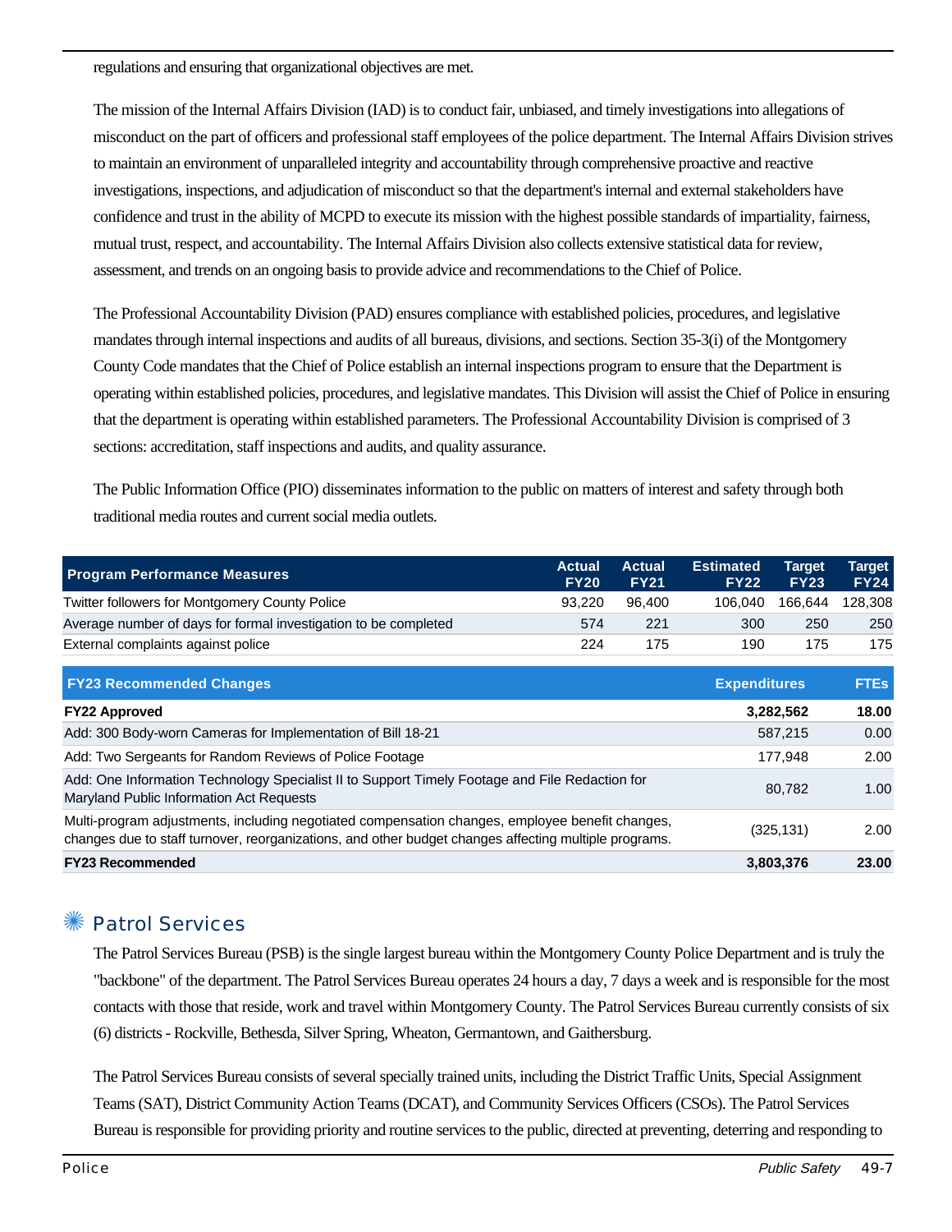regulations and ensuring that organizational objectives are met.

The mission of the Internal Affairs Division (IAD) is to conduct fair, unbiased, and timely investigations into allegations of misconduct on the part of officers and professional staff employees of the police department. The Internal Affairs Division strives to maintain an environment of unparalleled integrity and accountability through comprehensive proactive and reactive investigations, inspections, and adjudication of misconduct so that the department's internal and external stakeholders have confidence and trust in the ability of MCPD to execute its mission with the highest possible standards of impartiality, fairness, mutual trust, respect, and accountability. The Internal Affairs Division also collects extensive statistical data for review, assessment, and trends on an ongoing basis to provide advice and recommendations to the Chief of Police.

The Professional Accountability Division (PAD) ensures compliance with established policies, procedures, and legislative mandates through internal inspections and audits of all bureaus, divisions, and sections. Section 35-3(i) of the Montgomery County Code mandates that the Chief of Police establish an internal inspections program to ensure that the Department is operating within established policies, procedures, and legislative mandates. This Division will assist the Chief of Police in ensuring that the department is operating within established parameters. The Professional Accountability Division is comprised of 3 sections: accreditation, staff inspections and audits, and quality assurance.

The Public Information Office (PIO) disseminates information to the public on matters of interest and safety through both traditional media routes and current social media outlets.

| Program Performance Measures | Actual FY20 | Actual FY21 | Estimated FY22 | Target FY23 | Target FY24 |
|---|---|---|---|---|---|
| Twitter followers for Montgomery County Police | 93,220 | 96,400 | 106,040 | 166,644 | 128,308 |
| Average number of days for formal investigation to be completed | 574 | 221 | 300 | 250 | 250 |
| External complaints against police | 224 | 175 | 190 | 175 | 175 |

| FY23 Recommended Changes | Expenditures | FTEs |
|---|---|---|
| **FY22 Approved** | **3,282,562** | **18.00** |
| Add: 300 Body-worn Cameras for Implementation of Bill 18-21 | 587,215 | 0.00 |
| Add: Two Sergeants for Random Reviews of Police Footage | 177,948 | 2.00 |
| Add: One Information Technology Specialist II to Support Timely Footage and File Redaction for Maryland Public Information Act Requests | 80,782 | 1.00 |
| Multi-program adjustments, including negotiated compensation changes, employee benefit changes, changes due to staff turnover, reorganizations, and other budget changes affecting multiple programs. | (325,131) | 2.00 |
| **FY23 Recommended** | **3,803,376** | **23.00** |

## Patrol Services

The Patrol Services Bureau (PSB) is the single largest bureau within the Montgomery County Police Department and is truly the "backbone" of the department. The Patrol Services Bureau operates 24 hours a day, 7 days a week and is responsible for the most contacts with those that reside, work and travel within Montgomery County. The Patrol Services Bureau currently consists of six (6) districts - Rockville, Bethesda, Silver Spring, Wheaton, Germantown, and Gaithersburg.

The Patrol Services Bureau consists of several specially trained units, including the District Traffic Units, Special Assignment Teams (SAT), District Community Action Teams (DCAT), and Community Services Officers (CSOs). The Patrol Services Bureau is responsible for providing priority and routine services to the public, directed at preventing, deterring and responding to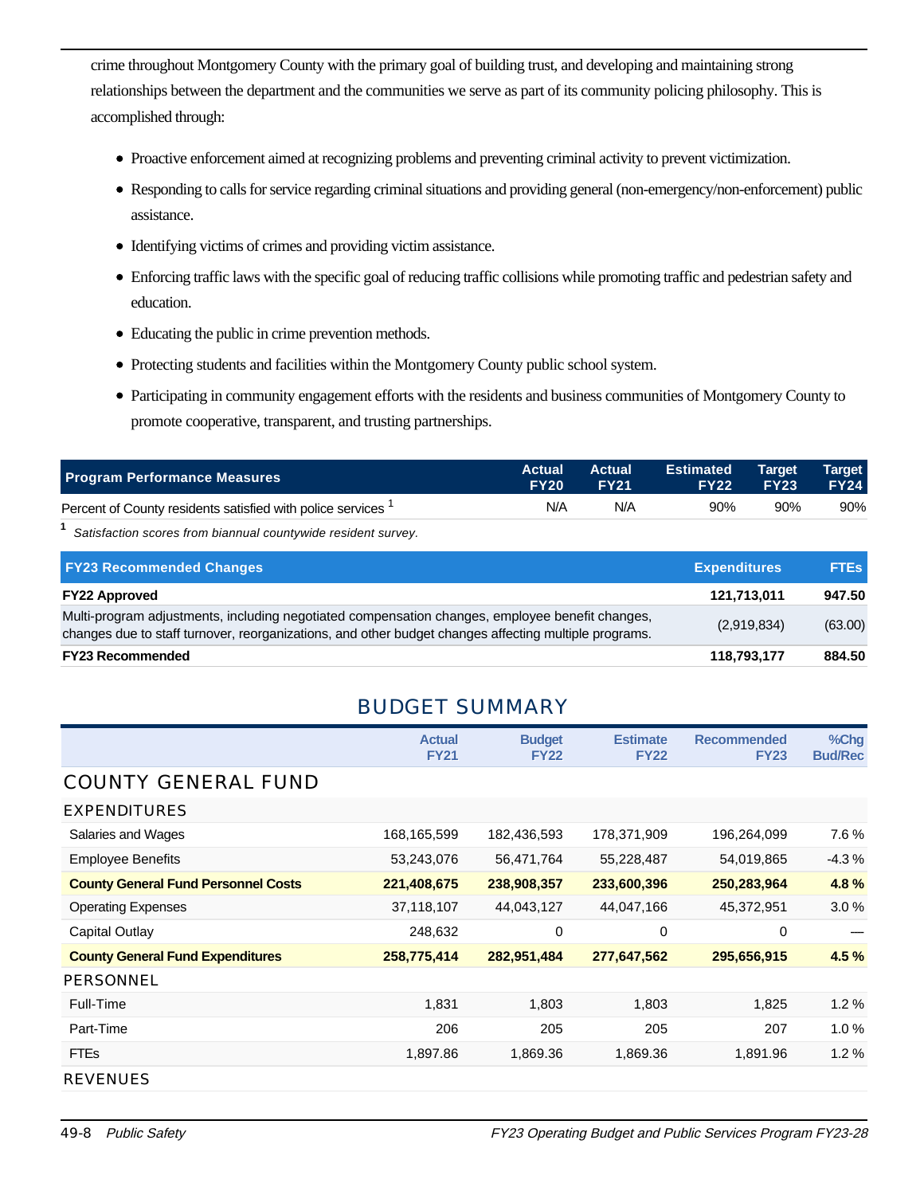crime throughout Montgomery County with the primary goal of building trust, and developing and maintaining strong relationships between the department and the communities we serve as part of its community policing philosophy. This is accomplished through:

- Proactive enforcement aimed at recognizing problems and preventing criminal activity to prevent victimization.
- Responding to calls for service regarding criminal situations and providing general (non-emergency/non-enforcement) public assistance.
- Identifying victims of crimes and providing victim assistance.
- Enforcing traffic laws with the specific goal of reducing traffic collisions while promoting traffic and pedestrian safety and education.
- Educating the public in crime prevention methods.
- Protecting students and facilities within the Montgomery County public school system.
- Participating in community engagement efforts with the residents and business communities of Montgomery County to promote cooperative, transparent, and trusting partnerships.

| Program Performance Measures | Actual FY20 | Actual FY21 | Estimated FY22 | Target FY23 | Target FY24 |
|---|---|---|---|---|---|
| Percent of County residents satisfied with police services [1] | N/A | N/A | 90% | 90% | 90% |

[1] *Satisfaction scores from biannual countywide resident survey.*

| FY23 Recommended Changes | Expenditures | FTEs |
|---|---|---|
| **FY22 Approved** | **121,713,011** | **947.50** |
| Multi-program adjustments, including negotiated compensation changes, employee benefit changes, changes due to staff turnover, reorganizations, and other budget changes affecting multiple programs. | (2,919,834) | (63.00) |
| **FY23 Recommended** | **118,793,177** | **884.50** |

## BUDGET SUMMARY

| | Actual FY21 | Budget FY22 | Estimate FY22 | Recommended FY23 | %Chg Bud/Rec |
|---|---|---|---|---|---|
| **COUNTY GENERAL FUND** | | | | | |
| **EXPENDITURES** | | | | | |
| Salaries and Wages | 168,165,599 | 182,436,593 | 178,371,909 | 196,264,099 | 7.6 % |
| Employee Benefits | 53,243,076 | 56,471,764 | 55,228,487 | 54,019,865 | -4.3 % |
| **County General Fund Personnel Costs** | **221,408,675** | **238,908,357** | **233,600,396** | **250,283,964** | **4.8 %** |
| Operating Expenses | 37,118,107 | 44,043,127 | 44,047,166 | 45,372,951 | 3.0 % |
| Capital Outlay | 248,632 | 0 | 0 | 0 | — |
| **County General Fund Expenditures** | **258,775,414** | **282,951,484** | **277,647,562** | **295,656,915** | **4.5 %** |
| **PERSONNEL** | | | | | |
| Full-Time | 1,831 | 1,803 | 1,803 | 1,825 | 1.2 % |
| Part-Time | 206 | 205 | 205 | 207 | 1.0 % |
| FTEs | 1,897.86 | 1,869.36 | 1,869.36 | 1,891.96 | 1.2 % |
| **REVENUES** | | | | | |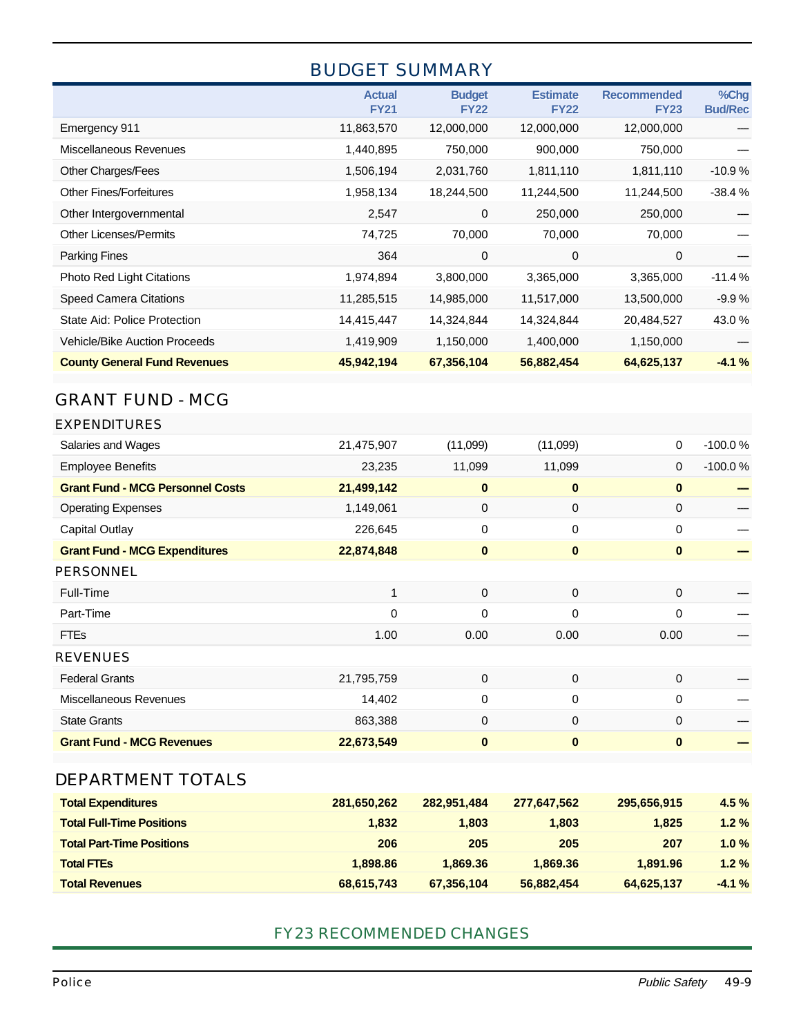## BUDGET SUMMARY

| | Actual FY21 | Budget FY22 | Estimate FY22 | Recommended FY23 | %Chg Bud/Rec |
|---|---|---|---|---|---|
| Emergency 911 | 11,863,570 | 12,000,000 | 12,000,000 | 12,000,000 | — |
| Miscellaneous Revenues | 1,440,895 | 750,000 | 900,000 | 750,000 | — |
| Other Charges/Fees | 1,506,194 | 2,031,760 | 1,811,110 | 1,811,110 | -10.9 % |
| Other Fines/Forfeitures | 1,958,134 | 18,244,500 | 11,244,500 | 11,244,500 | -38.4 % |
| Other Intergovernmental | 2,547 | 0 | 250,000 | 250,000 | — |
| Other Licenses/Permits | 74,725 | 70,000 | 70,000 | 70,000 | — |
| Parking Fines | 364 | 0 | 0 | 0 | — |
| Photo Red Light Citations | 1,974,894 | 3,800,000 | 3,365,000 | 3,365,000 | -11.4 % |
| Speed Camera Citations | 11,285,515 | 14,985,000 | 11,517,000 | 13,500,000 | -9.9 % |
| State Aid: Police Protection | 14,415,447 | 14,324,844 | 14,324,844 | 20,484,527 | 43.0 % |
| Vehicle/Bike Auction Proceeds | 1,419,909 | 1,150,000 | 1,400,000 | 1,150,000 | — |
| **County General Fund Revenues** | **45,942,194** | **67,356,104** | **56,882,454** | **64,625,137** | **-4.1 %** |

## GRANT FUND - MCG

| | Actual FY21 | Budget FY22 | Estimate FY22 | Recommended FY23 | %Chg Bud/Rec |
|---|---|---|---|---|---|
| **EXPENDITURES** | | | | | |
| Salaries and Wages | 21,475,907 | (11,099) | (11,099) | 0 | -100.0 % |
| Employee Benefits | 23,235 | 11,099 | 11,099 | 0 | -100.0 % |
| **Grant Fund - MCG Personnel Costs** | **21,499,142** | **0** | **0** | **0** | **—** |
| Operating Expenses | 1,149,061 | 0 | 0 | 0 | — |
| Capital Outlay | 226,645 | 0 | 0 | 0 | — |
| **Grant Fund - MCG Expenditures** | **22,874,848** | **0** | **0** | **0** | **—** |
| **PERSONNEL** | | | | | |
| Full-Time | 1 | 0 | 0 | 0 | — |
| Part-Time | 0 | 0 | 0 | 0 | — |
| FTEs | 1.00 | 0.00 | 0.00 | 0.00 | — |
| **REVENUES** | | | | | |
| Federal Grants | 21,795,759 | 0 | 0 | 0 | — |
| Miscellaneous Revenues | 14,402 | 0 | 0 | 0 | — |
| State Grants | 863,388 | 0 | 0 | 0 | — |
| **Grant Fund - MCG Revenues** | **22,673,549** | **0** | **0** | **0** | **—** |

## DEPARTMENT TOTALS

| | Actual FY21 | Budget FY22 | Estimate FY22 | Recommended FY23 | %Chg Bud/Rec |
|---|---|---|---|---|---|
| **Total Expenditures** | **281,650,262** | **282,951,484** | **277,647,562** | **295,656,915** | **4.5 %** |
| **Total Full-Time Positions** | **1,832** | **1,803** | **1,803** | **1,825** | **1.2 %** |
| **Total Part-Time Positions** | **206** | **205** | **205** | **207** | **1.0 %** |
| **Total FTEs** | **1,898.86** | **1,869.36** | **1,869.36** | **1,891.96** | **1.2 %** |
| **Total Revenues** | **68,615,743** | **67,356,104** | **56,882,454** | **64,625,137** | **-4.1 %** |

## FY23 RECOMMENDED CHANGES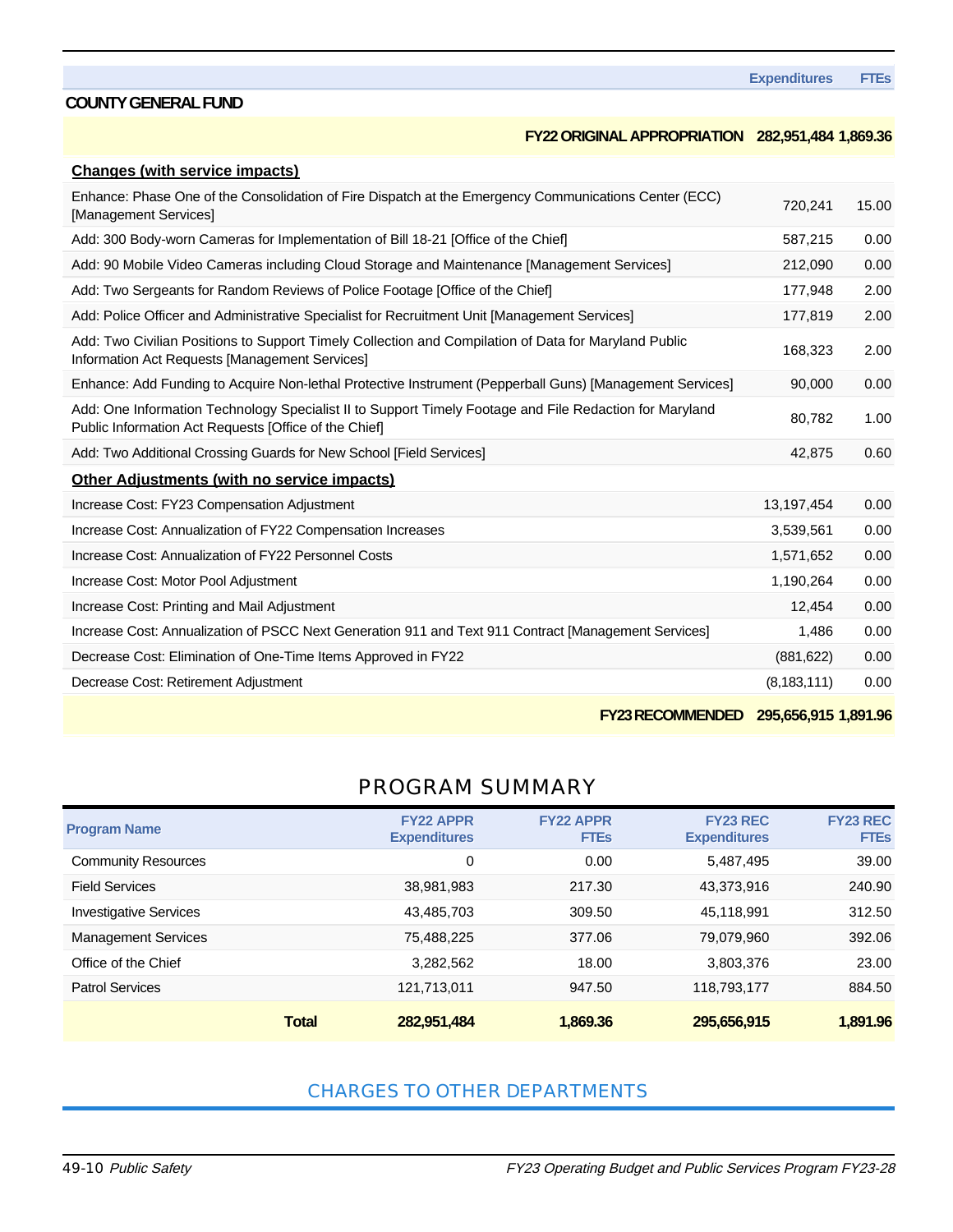| | Expenditures | FTEs |
|---|---|---|
| **COUNTY GENERAL FUND** | | |
| **FY22 ORIGINAL APPROPRIATION** | **282,951,484** | **1,869.36** |
| **Changes (with service impacts)** | | |
| Enhance: Phase One of the Consolidation of Fire Dispatch at the Emergency Communications Center (ECC) [Management Services] | 720,241 | 15.00 |
| Add: 300 Body-worn Cameras for Implementation of Bill 18-21 [Office of the Chief] | 587,215 | 0.00 |
| Add: 90 Mobile Video Cameras including Cloud Storage and Maintenance [Management Services] | 212,090 | 0.00 |
| Add: Two Sergeants for Random Reviews of Police Footage [Office of the Chief] | 177,948 | 2.00 |
| Add: Police Officer and Administrative Specialist for Recruitment Unit [Management Services] | 177,819 | 2.00 |
| Add: Two Civilian Positions to Support Timely Collection and Compilation of Data for Maryland Public Information Act Requests [Management Services] | 168,323 | 2.00 |
| Enhance: Add Funding to Acquire Non-lethal Protective Instrument (Pepperball Guns) [Management Services] | 90,000 | 0.00 |
| Add: One Information Technology Specialist II to Support Timely Footage and File Redaction for Maryland Public Information Act Requests [Office of the Chief] | 80,782 | 1.00 |
| Add: Two Additional Crossing Guards for New School [Field Services] | 42,875 | 0.60 |
| **Other Adjustments (with no service impacts)** | | |
| Increase Cost: FY23 Compensation Adjustment | 13,197,454 | 0.00 |
| Increase Cost: Annualization of FY22 Compensation Increases | 3,539,561 | 0.00 |
| Increase Cost: Annualization of FY22 Personnel Costs | 1,571,652 | 0.00 |
| Increase Cost: Motor Pool Adjustment | 1,190,264 | 0.00 |
| Increase Cost: Printing and Mail Adjustment | 12,454 | 0.00 |
| Increase Cost: Annualization of PSCC Next Generation 911 and Text 911 Contract [Management Services] | 1,486 | 0.00 |
| Decrease Cost: Elimination of One-Time Items Approved in FY22 | (881,622) | 0.00 |
| Decrease Cost: Retirement Adjustment | (8,183,111) | 0.00 |
| **FY23 RECOMMENDED** | **295,656,915** | **1,891.96** |

## PROGRAM SUMMARY

| Program Name | FY22 APPR Expenditures | FY22 APPR FTEs | FY23 REC Expenditures | FY23 REC FTEs |
|---|---|---|---|---|
| Community Resources | 0 | 0.00 | 5,487,495 | 39.00 |
| Field Services | 38,981,983 | 217.30 | 43,373,916 | 240.90 |
| Investigative Services | 43,485,703 | 309.50 | 45,118,991 | 312.50 |
| Management Services | 75,488,225 | 377.06 | 79,079,960 | 392.06 |
| Office of the Chief | 3,282,562 | 18.00 | 3,803,376 | 23.00 |
| Patrol Services | 121,713,011 | 947.50 | 118,793,177 | 884.50 |
| **Total** | **282,951,484** | **1,869.36** | **295,656,915** | **1,891.96** |

## CHARGES TO OTHER DEPARTMENTS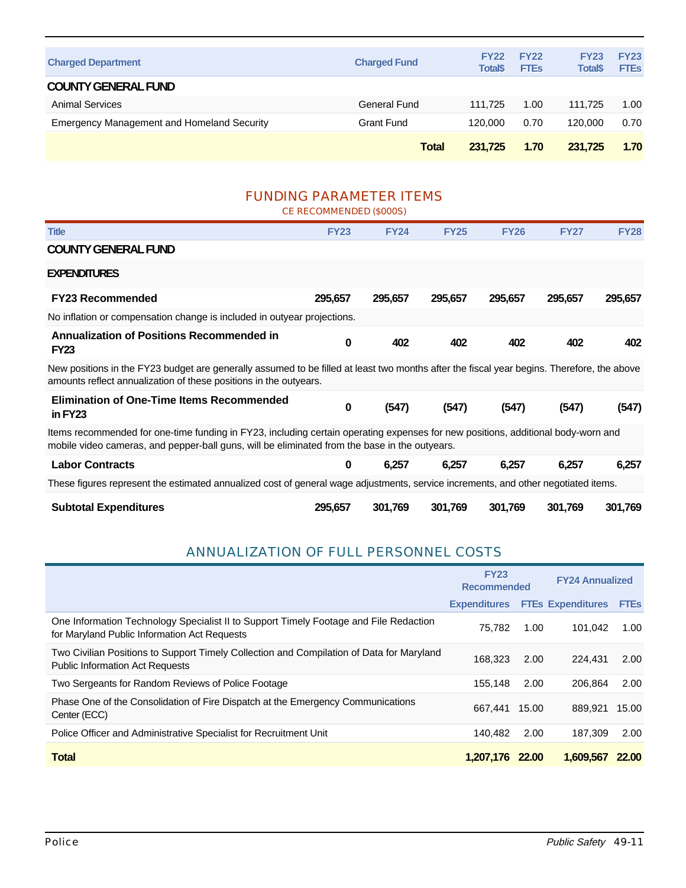| Charged Department | Charged Fund | FY22 Total$ | FY22 FTEs | FY23 Total$ | FY23 FTEs |
|---|---|---|---|---|---|
| **COUNTY GENERAL FUND** | | | | | |
| Animal Services | General Fund | 111,725 | 1.00 | 111,725 | 1.00 |
| Emergency Management and Homeland Security | Grant Fund | 120,000 | 0.70 | 120,000 | 0.70 |
| | **Total** | **231,725** | **1.70** | **231,725** | **1.70** |

## FUNDING PARAMETER ITEMS

CE RECOMMENDED ($000S)

| Title | FY23 | FY24 | FY25 | FY26 | FY27 | FY28 |
|---|---|---|---|---|---|---|
| **COUNTY GENERAL FUND** | | | | | | |
| **EXPENDITURES** | | | | | | |
| **FY23 Recommended** | **295,657** | **295,657** | **295,657** | **295,657** | **295,657** | **295,657** |
| No inflation or compensation change is included in outyear projections. | | | | | | |
| **Annualization of Positions Recommended in FY23** | **0** | **402** | **402** | **402** | **402** | **402** |
| New positions in the FY23 budget are generally assumed to be filled at least two months after the fiscal year begins. Therefore, the above amounts reflect annualization of these positions in the outyears. | | | | | | |
| **Elimination of One-Time Items Recommended in FY23** | **0** | **(547)** | **(547)** | **(547)** | **(547)** | **(547)** |
| Items recommended for one-time funding in FY23, including certain operating expenses for new positions, additional body-worn and mobile video cameras, and pepper-ball guns, will be eliminated from the base in the outyears. | | | | | | |
| **Labor Contracts** | **0** | **6,257** | **6,257** | **6,257** | **6,257** | **6,257** |
| These figures represent the estimated annualized cost of general wage adjustments, service increments, and other negotiated items. | | | | | | |
| **Subtotal Expenditures** | **295,657** | **301,769** | **301,769** | **301,769** | **301,769** | **301,769** |

## ANNUALIZATION OF FULL PERSONNEL COSTS

| | FY23 Recommended | | FY24 Annualized | |
|---|---|---|---|---|
| | Expenditures | FTEs | Expenditures | FTEs |
| One Information Technology Specialist II to Support Timely Footage and File Redaction for Maryland Public Information Act Requests | 75,782 | 1.00 | 101,042 | 1.00 |
| Two Civilian Positions to Support Timely Collection and Compilation of Data for Maryland Public Information Act Requests | 168,323 | 2.00 | 224,431 | 2.00 |
| Two Sergeants for Random Reviews of Police Footage | 155,148 | 2.00 | 206,864 | 2.00 |
| Phase One of the Consolidation of Fire Dispatch at the Emergency Communications Center (ECC) | 667,441 | 15.00 | 889,921 | 15.00 |
| Police Officer and Administrative Specialist for Recruitment Unit | 140,482 | 2.00 | 187,309 | 2.00 |
| **Total** | **1,207,176** | **22.00** | **1,609,567** | **22.00** |